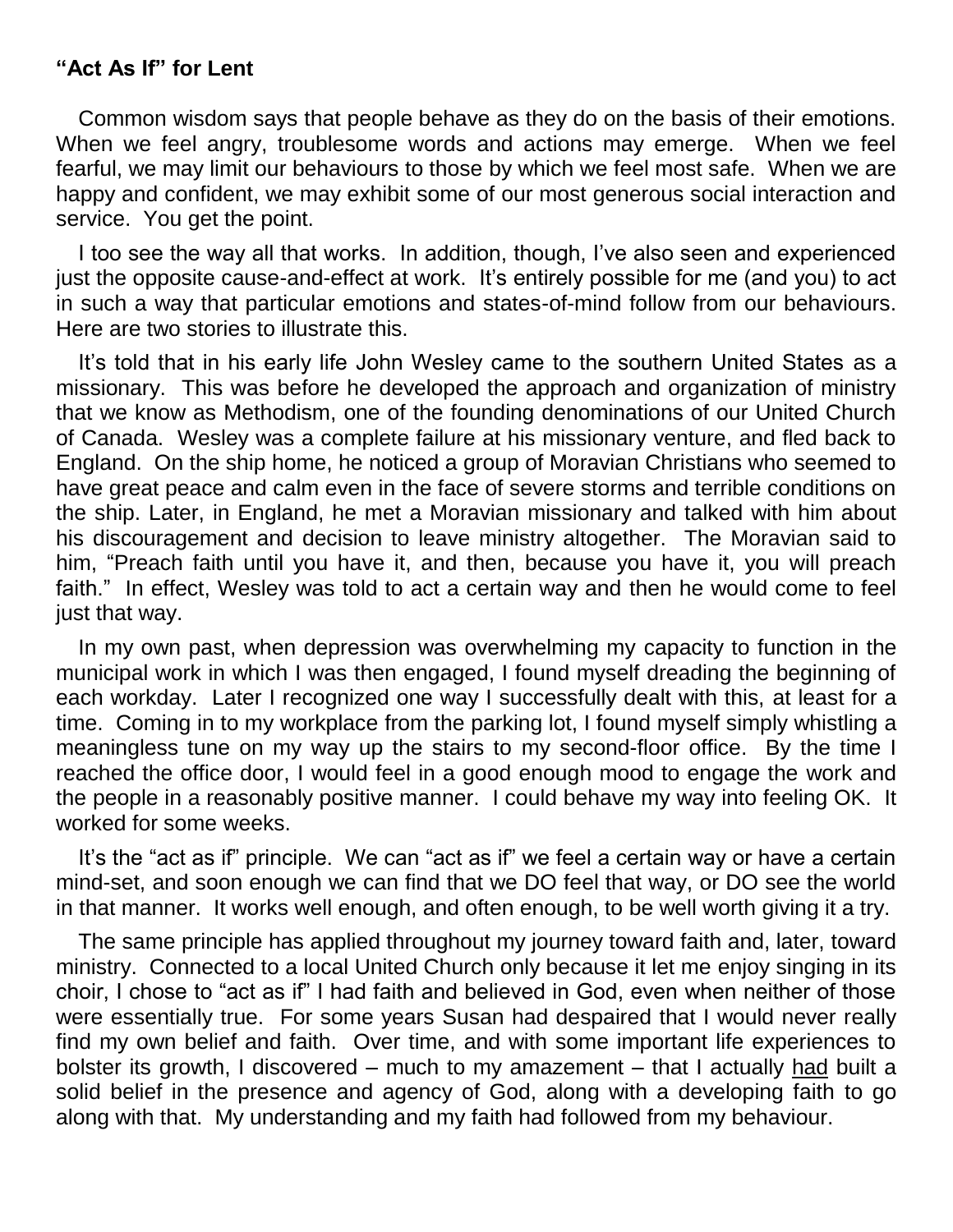**"Act As If" for Lent**

Common wisdom says that people behave as they do on the basis of their emotions. When we feel angry, troublesome words and actions may emerge. When we feel fearful, we may limit our behaviours to those by which we feel most safe. When we are happy and confident, we may exhibit some of our most generous social interaction and service. You get the point.

I too see the way all that works. In addition, though, I've also seen and experienced just the opposite cause-and-effect at work. It's entirely possible for me (and you) to act in such a way that particular emotions and states-of-mind follow from our behaviours. Here are two stories to illustrate this.

It's told that in his early life John Wesley came to the southern United States as a missionary. This was before he developed the approach and organization of ministry that we know as Methodism, one of the founding denominations of our United Church of Canada. Wesley was a complete failure at his missionary venture, and fled back to England. On the ship home, he noticed a group of Moravian Christians who seemed to have great peace and calm even in the face of severe storms and terrible conditions on the ship. Later, in England, he met a Moravian missionary and talked with him about his discouragement and decision to leave ministry altogether. The Moravian said to him, "Preach faith until you have it, and then, because you have it, you will preach faith." In effect, Wesley was told to act a certain way and then he would come to feel just that way.

In my own past, when depression was overwhelming my capacity to function in the municipal work in which I was then engaged, I found myself dreading the beginning of each workday. Later I recognized one way I successfully dealt with this, at least for a time. Coming in to my workplace from the parking lot, I found myself simply whistling a meaningless tune on my way up the stairs to my second-floor office. By the time I reached the office door, I would feel in a good enough mood to engage the work and the people in a reasonably positive manner. I could behave my way into feeling OK. It worked for some weeks.

It's the "act as if" principle. We can "act as if" we feel a certain way or have a certain mind-set, and soon enough we can find that we DO feel that way, or DO see the world in that manner. It works well enough, and often enough, to be well worth giving it a try.

The same principle has applied throughout my journey toward faith and, later, toward ministry. Connected to a local United Church only because it let me enjoy singing in its choir, I chose to "act as if" I had faith and believed in God, even when neither of those were essentially true. For some years Susan had despaired that I would never really find my own belief and faith. Over time, and with some important life experiences to bolster its growth, I discovered – much to my amazement – that I actually <u>had</u> built a solid belief in the presence and agency of God, along with a developing faith to go along with that. My understanding and my faith had followed from my behaviour.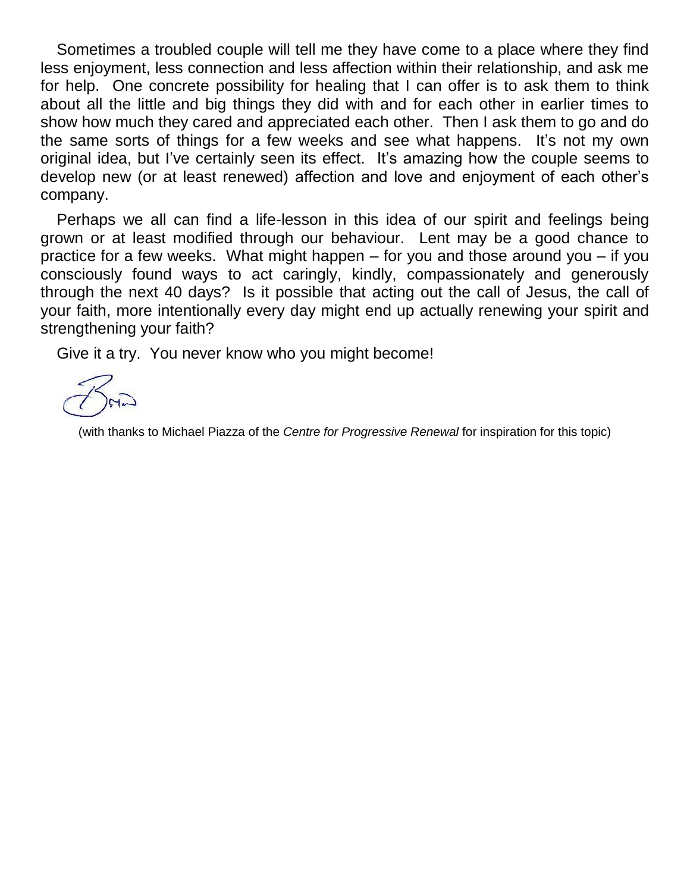Sometimes a troubled couple will tell me they have come to a place where they find less enjoyment, less connection and less affection within their relationship, and ask me for help. One concrete possibility for healing that I can offer is to ask them to think about all the little and big things they did with and for each other in earlier times to show how much they cared and appreciated each other. Then I ask them to go and do the same sorts of things for a few weeks and see what happens. It's not my own original idea, but I've certainly seen its effect. It's amazing how the couple seems to develop new (or at least renewed) affection and love and enjoyment of each other's company.

Perhaps we all can find a life-lesson in this idea of our spirit and feelings being grown or at least modified through our behaviour. Lent may be a good chance to practice for a few weeks. What might happen – for you and those around you – if you consciously found ways to act caringly, kindly, compassionately and generously through the next 40 days? Is it possible that acting out the call of Jesus, the call of your faith, more intentionally every day might end up actually renewing your spirit and strengthening your faith?

Give it a try. You never know who you might become!

Brian

(with thanks to Michael Piazza of the *Centre for Progressive Renewal* for inspiration for this topic)